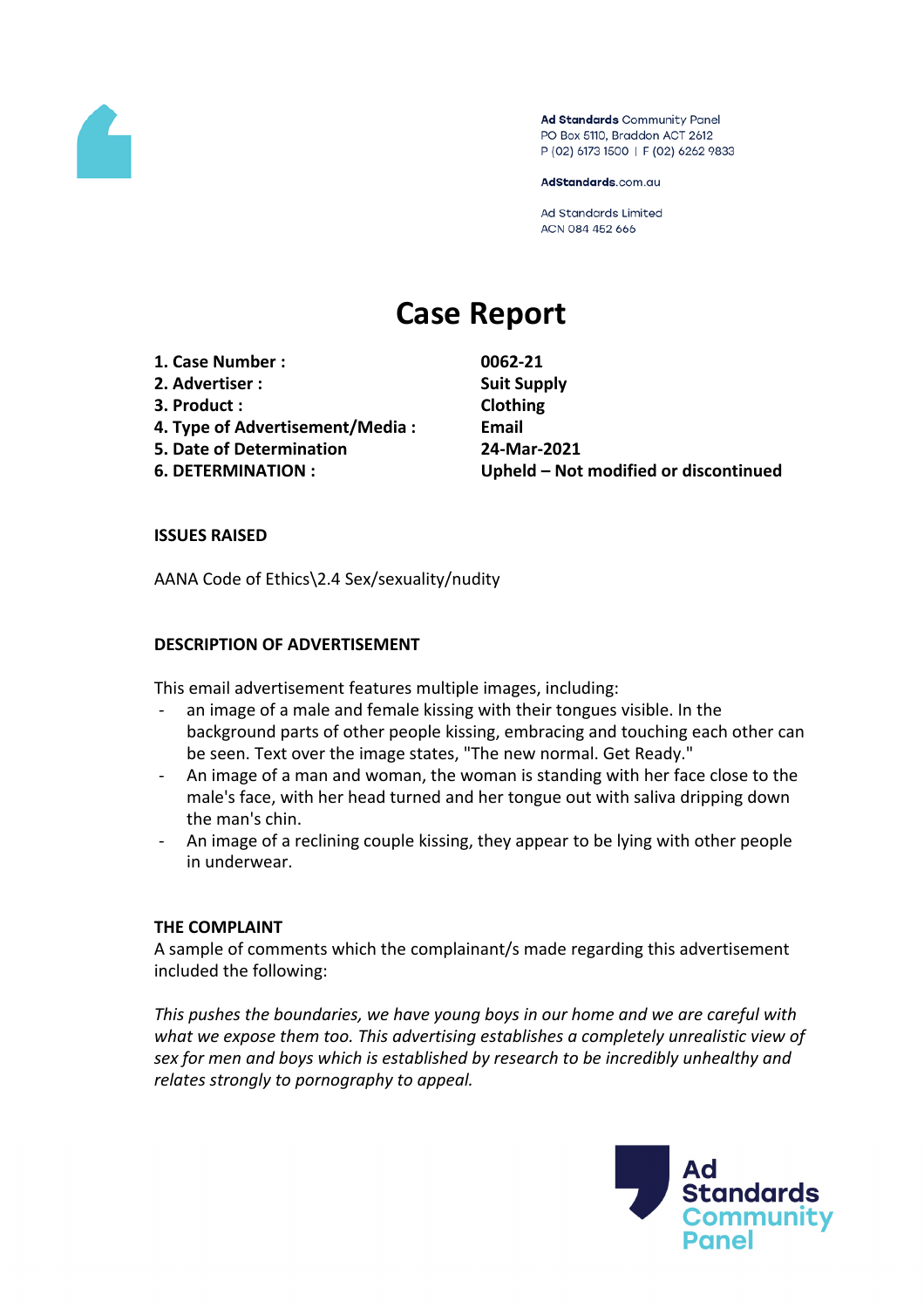Ad Standards Community Panel
PO Box 5110, Braddon ACT 2612
P (02) 6173 1500 | F (02) 6262 9833

AdStandards.com.au

Ad Standards Limited
ACN 084 452 666

# Case Report

| | |
|---|---|
| **1. Case Number :** | **0062-21** |
| **2. Advertiser :** | **Suit Supply** |
| **3. Product :** | **Clothing** |
| **4. Type of Advertisement/Media :** | **Email** |
| **5. Date of Determination** | **24-Mar-2021** |
| **6. DETERMINATION :** | **Upheld – Not modified or discontinued** |

### ISSUES RAISED

AANA Code of Ethics\2.4 Sex/sexuality/nudity

### DESCRIPTION OF ADVERTISEMENT

This email advertisement features multiple images, including:

- an image of a male and female kissing with their tongues visible. In the background parts of other people kissing, embracing and touching each other can be seen. Text over the image states, "The new normal. Get Ready."
- An image of a man and woman, the woman is standing with her face close to the male's face, with her head turned and her tongue out with saliva dripping down the man's chin.
- An image of a reclining couple kissing, they appear to be lying with other people in underwear.

### THE COMPLAINT

A sample of comments which the complainant/s made regarding this advertisement included the following:

*This pushes the boundaries, we have young boys in our home and we are careful with what we expose them too. This advertising establishes a completely unrealistic view of sex for men and boys which is established by research to be incredibly unhealthy and relates strongly to pornography to appeal.*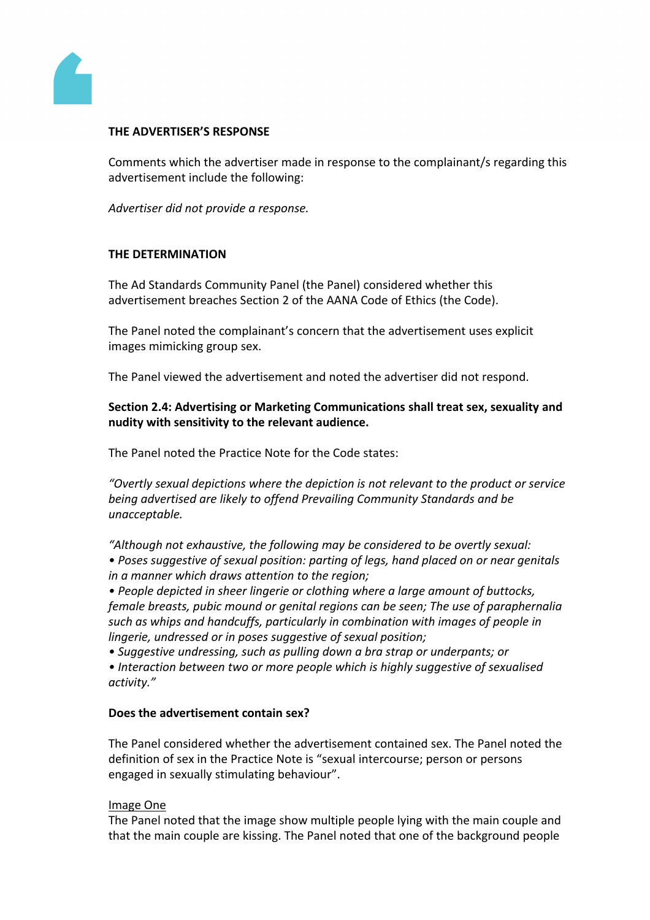**THE ADVERTISER'S RESPONSE**

Comments which the advertiser made in response to the complainant/s regarding this advertisement include the following:

*Advertiser did not provide a response.*

**THE DETERMINATION**

The Ad Standards Community Panel (the Panel) considered whether this advertisement breaches Section 2 of the AANA Code of Ethics (the Code).

The Panel noted the complainant's concern that the advertisement uses explicit images mimicking group sex.

The Panel viewed the advertisement and noted the advertiser did not respond.

**Section 2.4: Advertising or Marketing Communications shall treat sex, sexuality and nudity with sensitivity to the relevant audience.**

The Panel noted the Practice Note for the Code states:

*"Overtly sexual depictions where the depiction is not relevant to the product or service being advertised are likely to offend Prevailing Community Standards and be unacceptable.*

*"Although not exhaustive, the following may be considered to be overtly sexual:*
*• Poses suggestive of sexual position: parting of legs, hand placed on or near genitals in a manner which draws attention to the region;*
*• People depicted in sheer lingerie or clothing where a large amount of buttocks, female breasts, pubic mound or genital regions can be seen; The use of paraphernalia such as whips and handcuffs, particularly in combination with images of people in lingerie, undressed or in poses suggestive of sexual position;*
*• Suggestive undressing, such as pulling down a bra strap or underpants; or*
*• Interaction between two or more people which is highly suggestive of sexualised activity."*

**Does the advertisement contain sex?**

The Panel considered whether the advertisement contained sex. The Panel noted the definition of sex in the Practice Note is "sexual intercourse; person or persons engaged in sexually stimulating behaviour".

<u>Image One</u>
The Panel noted that the image show multiple people lying with the main couple and that the main couple are kissing. The Panel noted that one of the background people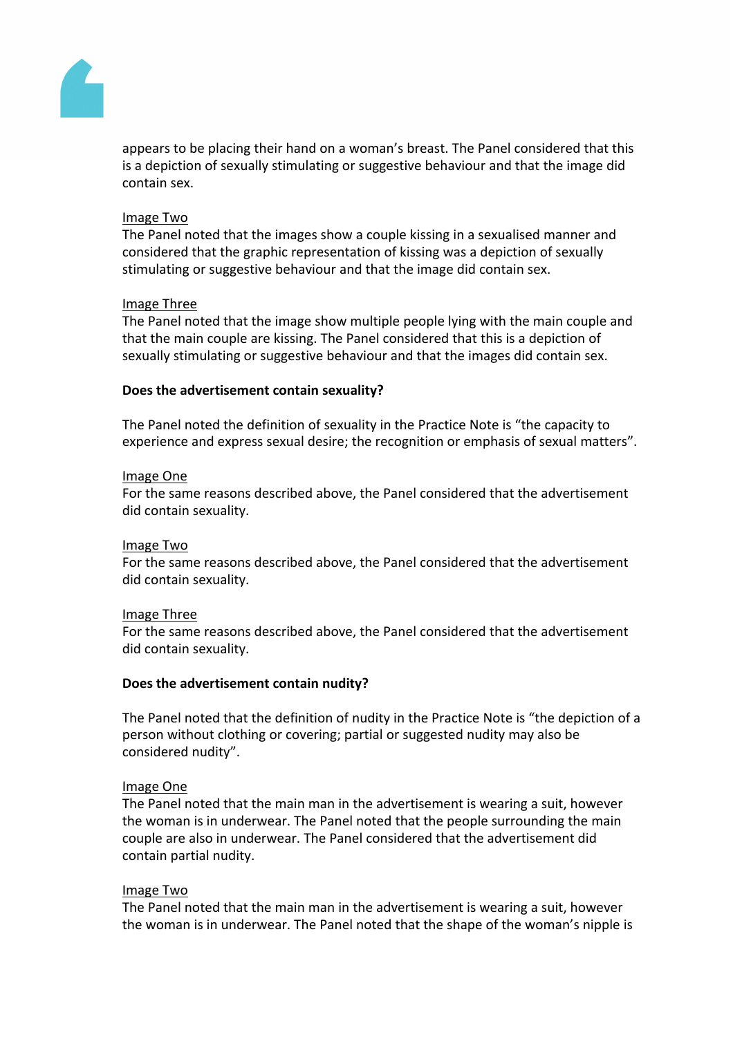appears to be placing their hand on a woman's breast. The Panel considered that this is a depiction of sexually stimulating or suggestive behaviour and that the image did contain sex.

Image Two
The Panel noted that the images show a couple kissing in a sexualised manner and considered that the graphic representation of kissing was a depiction of sexually stimulating or suggestive behaviour and that the image did contain sex.

Image Three
The Panel noted that the image show multiple people lying with the main couple and that the main couple are kissing. The Panel considered that this is a depiction of sexually stimulating or suggestive behaviour and that the images did contain sex.

**Does the advertisement contain sexuality?**

The Panel noted the definition of sexuality in the Practice Note is "the capacity to experience and express sexual desire; the recognition or emphasis of sexual matters".

Image One
For the same reasons described above, the Panel considered that the advertisement did contain sexuality.

Image Two
For the same reasons described above, the Panel considered that the advertisement did contain sexuality.

Image Three
For the same reasons described above, the Panel considered that the advertisement did contain sexuality.

**Does the advertisement contain nudity?**

The Panel noted that the definition of nudity in the Practice Note is "the depiction of a person without clothing or covering; partial or suggested nudity may also be considered nudity".

Image One
The Panel noted that the main man in the advertisement is wearing a suit, however the woman is in underwear. The Panel noted that the people surrounding the main couple are also in underwear. The Panel considered that the advertisement did contain partial nudity.

Image Two
The Panel noted that the main man in the advertisement is wearing a suit, however the woman is in underwear. The Panel noted that the shape of the woman's nipple is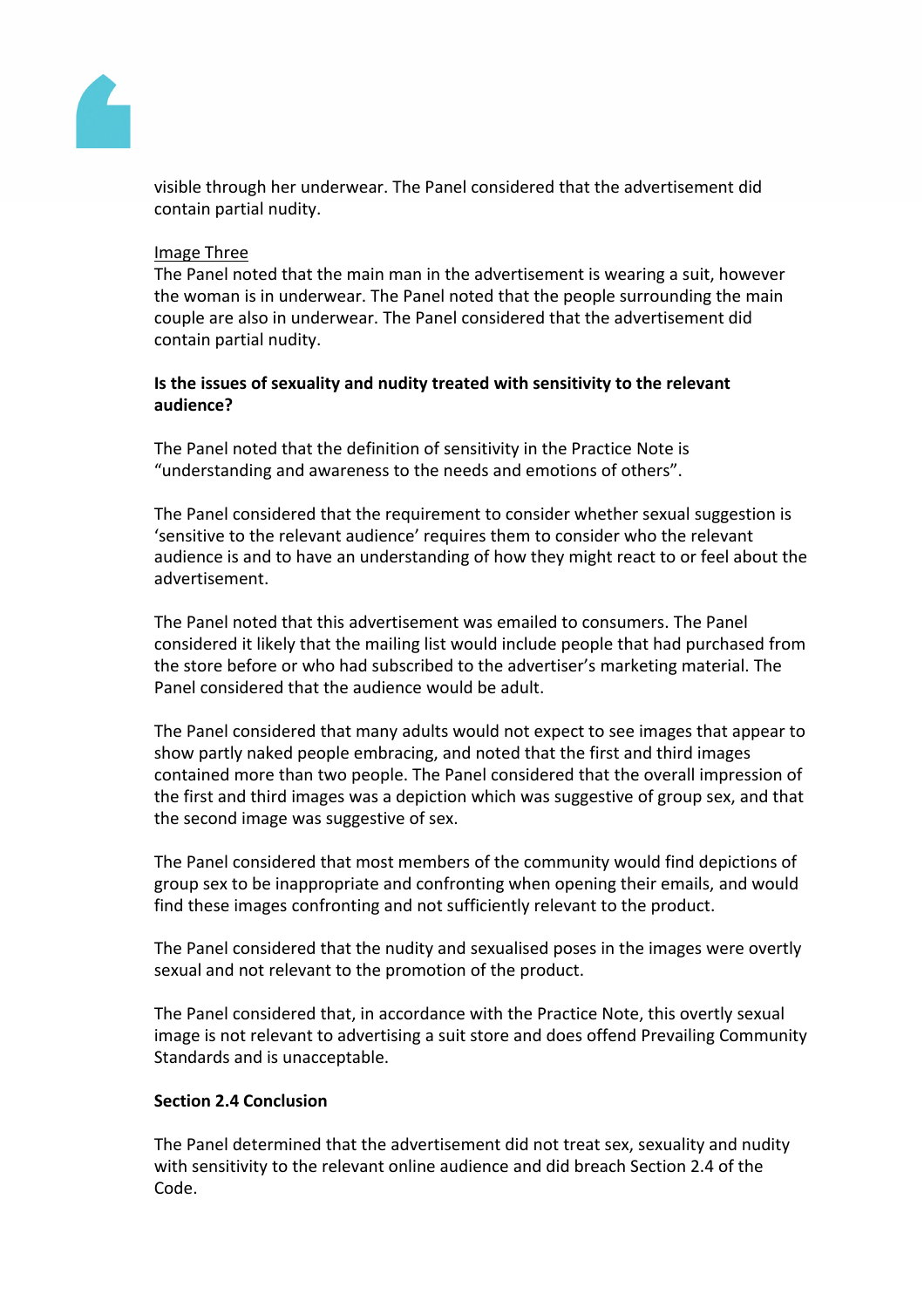visible through her underwear. The Panel considered that the advertisement did contain partial nudity.

Image Three

The Panel noted that the main man in the advertisement is wearing a suit, however the woman is in underwear. The Panel noted that the people surrounding the main couple are also in underwear. The Panel considered that the advertisement did contain partial nudity.

**Is the issues of sexuality and nudity treated with sensitivity to the relevant audience?**

The Panel noted that the definition of sensitivity in the Practice Note is "understanding and awareness to the needs and emotions of others".

The Panel considered that the requirement to consider whether sexual suggestion is 'sensitive to the relevant audience' requires them to consider who the relevant audience is and to have an understanding of how they might react to or feel about the advertisement.

The Panel noted that this advertisement was emailed to consumers. The Panel considered it likely that the mailing list would include people that had purchased from the store before or who had subscribed to the advertiser's marketing material. The Panel considered that the audience would be adult.

The Panel considered that many adults would not expect to see images that appear to show partly naked people embracing, and noted that the first and third images contained more than two people. The Panel considered that the overall impression of the first and third images was a depiction which was suggestive of group sex, and that the second image was suggestive of sex.

The Panel considered that most members of the community would find depictions of group sex to be inappropriate and confronting when opening their emails, and would find these images confronting and not sufficiently relevant to the product.

The Panel considered that the nudity and sexualised poses in the images were overtly sexual and not relevant to the promotion of the product.

The Panel considered that, in accordance with the Practice Note, this overtly sexual image is not relevant to advertising a suit store and does offend Prevailing Community Standards and is unacceptable.

**Section 2.4 Conclusion**

The Panel determined that the advertisement did not treat sex, sexuality and nudity with sensitivity to the relevant online audience and did breach Section 2.4 of the Code.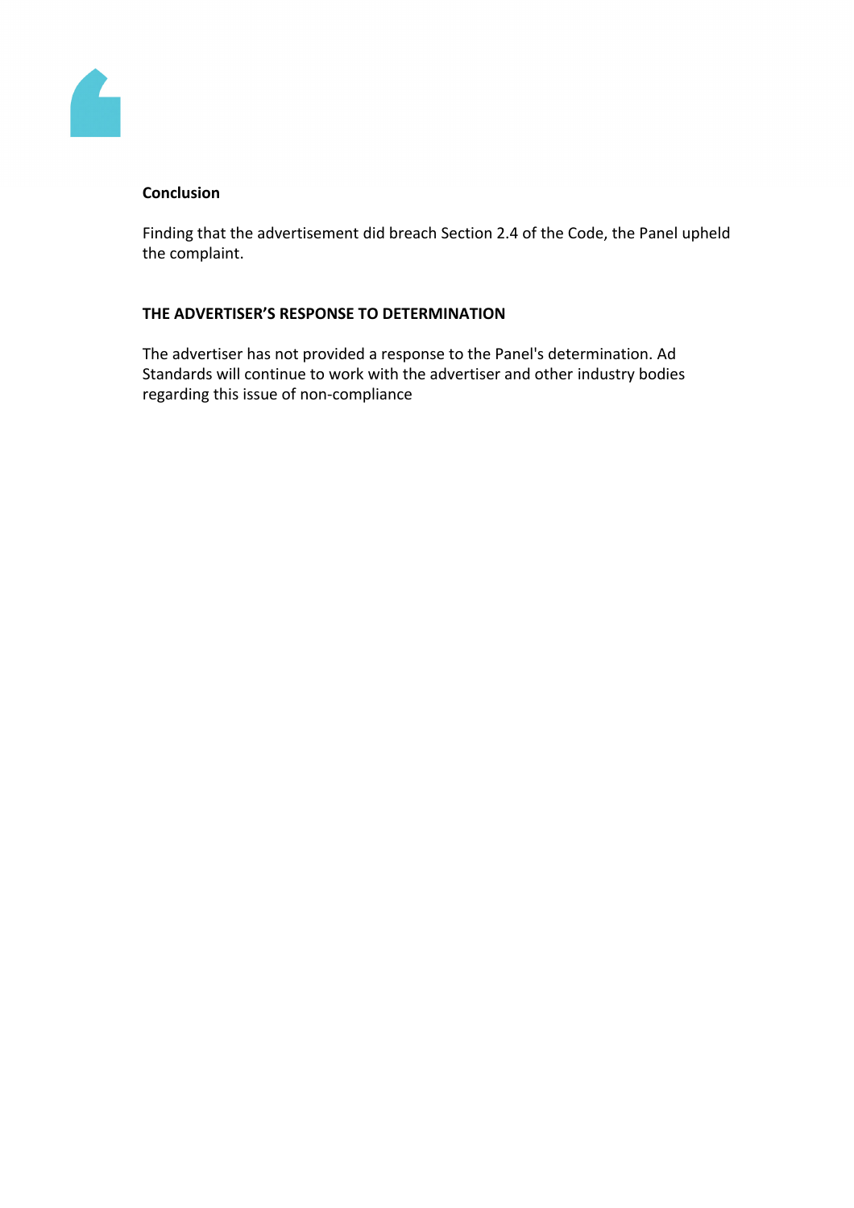**Conclusion**

Finding that the advertisement did breach Section 2.4 of the Code, the Panel upheld the complaint.

**THE ADVERTISER'S RESPONSE TO DETERMINATION**

The advertiser has not provided a response to the Panel's determination. Ad Standards will continue to work with the advertiser and other industry bodies regarding this issue of non-compliance